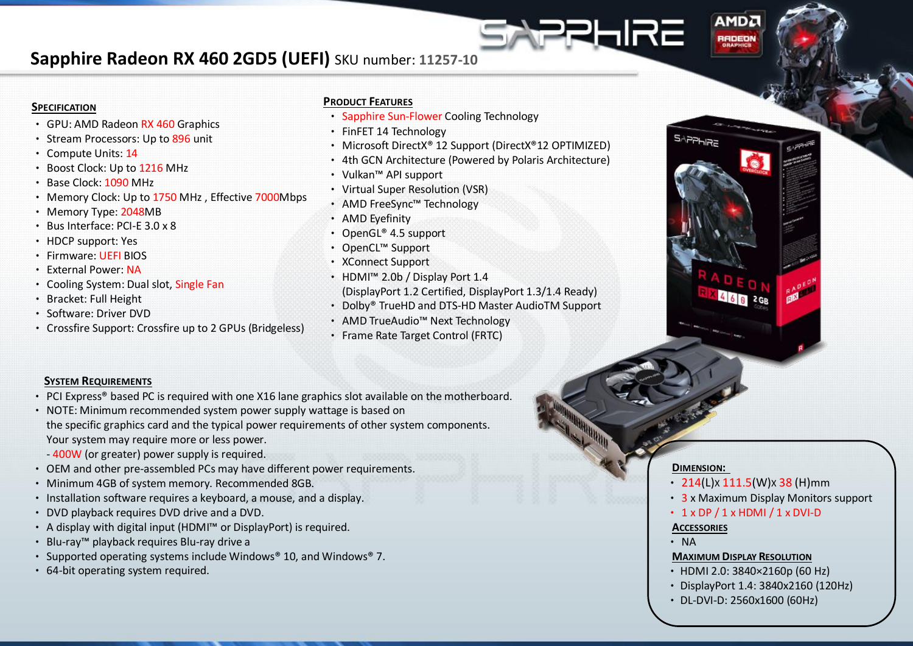# Sapphire Radeon RX 460 2GD5 (UEFI) SKU number: 11257-10

## Specification

- GPU: AMD Radeon RX 460 Graphics
- Stream Processors: Up to 896 unit
- Compute Units: 14
- Boost Clock: Up to 1216 MHz
- Base Clock: 1090 MHz
- Memory Clock: Up to 1750 MHz , Effective 7000Mbps
- Memory Type: 2048MB
- Bus Interface: PCI-E 3.0 x 8
- HDCP support: Yes
- Firmware: UEFI BIOS
- External Power: NA
- Cooling System: Dual slot, Single Fan
- Bracket: Full Height
- Software: Driver DVD
- Crossfire Support: Crossfire up to 2 GPUs (Bridgeless)

## Product Features

- Sapphire Sun-Flower Cooling Technology
- FinFET 14 Technology
- Microsoft DirectX® 12 Support (DirectX®12 OPTIMIZED)
- 4th GCN Architecture (Powered by Polaris Architecture)
- Vulkan™ API support
- Virtual Super Resolution (VSR)
- AMD FreeSync™ Technology
- AMD Eyefinity
- OpenGL® 4.5 support
- OpenCL™ Support
- XConnect Support
- HDMI™ 2.0b / Display Port 1.4
  (DisplayPort 1.2 Certified, DisplayPort 1.3/1.4 Ready)
- Dolby® TrueHD and DTS-HD Master AudioTM Support
- AMD TrueAudio™ Next Technology
- Frame Rate Target Control (FRTC)

## System Requirements

- PCI Express® based PC is required with one X16 lane graphics slot available on the motherboard.
- NOTE: Minimum recommended system power supply wattage is based on
  the specific graphics card and the typical power requirements of other system components.
  Your system may require more or less power.
  - 400W (or greater) power supply is required.
- OEM and other pre-assembled PCs may have different power requirements.
- Minimum 4GB of system memory. Recommended 8GB.
- Installation software requires a keyboard, a mouse, and a display.
- DVD playback requires DVD drive and a DVD.
- A display with digital input (HDMI™ or DisplayPort) is required.
- Blu-ray™ playback requires Blu-ray drive a
- Supported operating systems include Windows® 10, and Windows® 7.
- 64-bit operating system required.

## Dimension:

- 214(L)x 111.5(W)x 38 (H)mm
- 3 x Maximum Display Monitors support
- 1 x DP / 1 x HDMI / 1 x DVI-D

## Accessories

- NA

## Maximum Display Resolution

- HDMI 2.0: 3840×2160p (60 Hz)
- DisplayPort 1.4: 3840x2160 (120Hz)
- DL-DVI-D: 2560x1600 (60Hz)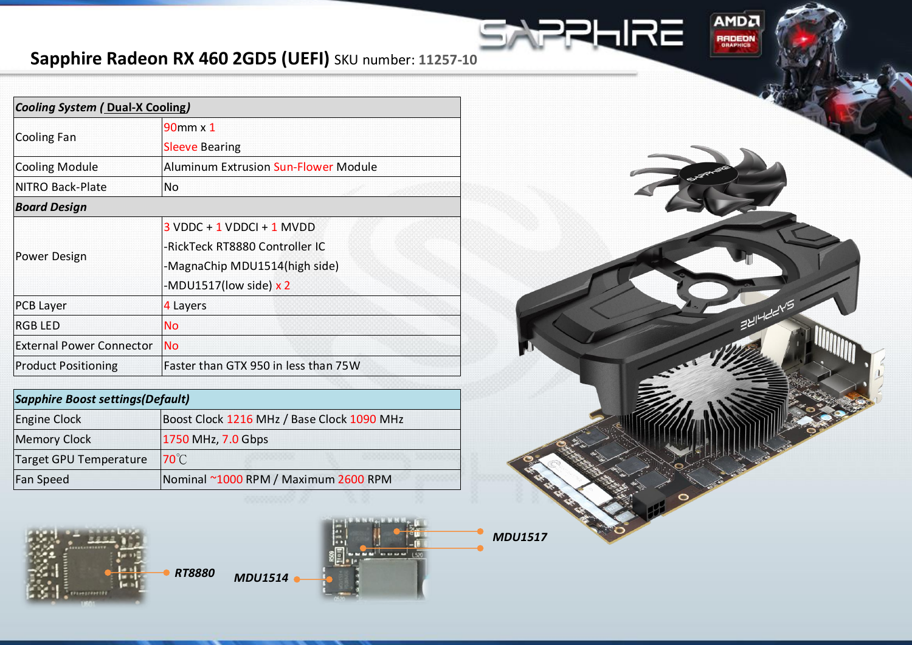## Sapphire Radeon RX 460 2GD5 (UEFI) SKU number: 11257-10

| ***Cooling System ( Dual-X Cooling)*** | |
|---|---|
| Cooling Fan | 90mm x 1<br>Sleeve Bearing |
| Cooling Module | Aluminum Extrusion Sun-Flower Module |
| NITRO Back-Plate | No |
| ***Board Design*** | |
| Power Design | 3 VDDC + 1 VDDCI + 1 MVDD<br>-RickTeck RT8880 Controller IC<br>-MagnaChip MDU1514(high side)<br>-MDU1517(low side) x 2 |
| PCB Layer | 4 Layers |
| RGB LED | No |
| External Power Connector | No |
| Product Positioning | Faster than GTX 950 in less than 75W |

| ***Sapphire Boost settings(Default)*** | |
|---|---|
| Engine Clock | Boost Clock 1216 MHz / Base Clock 1090 MHz |
| Memory Clock | 1750 MHz, 7.0 Gbps |
| Target GPU Temperature | 70℃ |
| Fan Speed | Nominal ~1000 RPM / Maximum 2600 RPM |

***RT8880***

***MDU1514***

***MDU1517***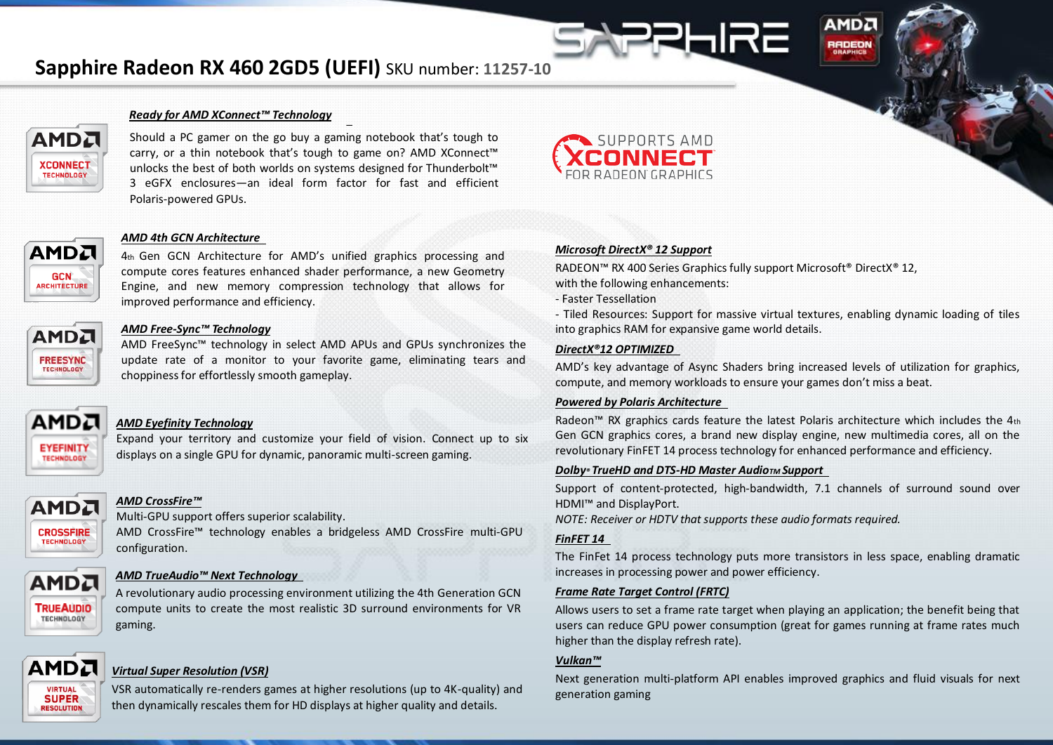# Sapphire Radeon RX 460 2GD5 (UEFI) SKU number: 11257-10

***Ready for AMD XConnect™ Technology***

Should a PC gamer on the go buy a gaming notebook that's tough to carry, or a thin notebook that's tough to game on? AMD XConnect™ unlocks the best of both worlds on systems designed for Thunderbolt™ 3 eGFX enclosures—an ideal form factor for fast and efficient Polaris-powered GPUs.

SUPPORTS AMD XCONNECT FOR RADEON GRAPHICS

***AMD 4th GCN Architecture***

4th Gen GCN Architecture for AMD's unified graphics processing and compute cores features enhanced shader performance, a new Geometry Engine, and new memory compression technology that allows for improved performance and efficiency.

***AMD Free-Sync™ Technology***

AMD FreeSync™ technology in select AMD APUs and GPUs synchronizes the update rate of a monitor to your favorite game, eliminating tears and choppiness for effortlessly smooth gameplay.

***AMD Eyefinity Technology***

Expand your territory and customize your field of vision. Connect up to six displays on a single GPU for dynamic, panoramic multi-screen gaming.

***AMD CrossFire™***

Multi-GPU support offers superior scalability.
AMD CrossFire™ technology enables a bridgeless AMD CrossFire multi-GPU configuration.

***AMD TrueAudio™ Next Technology***

A revolutionary audio processing environment utilizing the 4th Generation GCN compute units to create the most realistic 3D surround environments for VR gaming.

***Virtual Super Resolution (VSR)***

VSR automatically re-renders games at higher resolutions (up to 4K-quality) and then dynamically rescales them for HD displays at higher quality and details.

***Microsoft DirectX® 12 Support***

RADEON™ RX 400 Series Graphics fully support Microsoft® DirectX® 12, with the following enhancements:

- Faster Tessellation
- Tiled Resources: Support for massive virtual textures, enabling dynamic loading of tiles into graphics RAM for expansive game world details.

***DirectX®12 OPTIMIZED***

AMD's key advantage of Async Shaders bring increased levels of utilization for graphics, compute, and memory workloads to ensure your games don't miss a beat.

***Powered by Polaris Architecture***

Radeon™ RX graphics cards feature the latest Polaris architecture which includes the 4th Gen GCN graphics cores, a brand new display engine, new multimedia cores, all on the revolutionary FinFET 14 process technology for enhanced performance and efficiency.

***Dolby® TrueHD and DTS-HD Master Audio™ Support***

Support of content-protected, high-bandwidth, 7.1 channels of surround sound over HDMI™ and DisplayPort.

*NOTE: Receiver or HDTV that supports these audio formats required.*

***FinFET 14***

The FinFet 14 process technology puts more transistors in less space, enabling dramatic increases in processing power and power efficiency.

***Frame Rate Target Control (FRTC)***

Allows users to set a frame rate target when playing an application; the benefit being that users can reduce GPU power consumption (great for games running at frame rates much higher than the display refresh rate).

***Vulkan™***

Next generation multi-platform API enables improved graphics and fluid visuals for next generation gaming